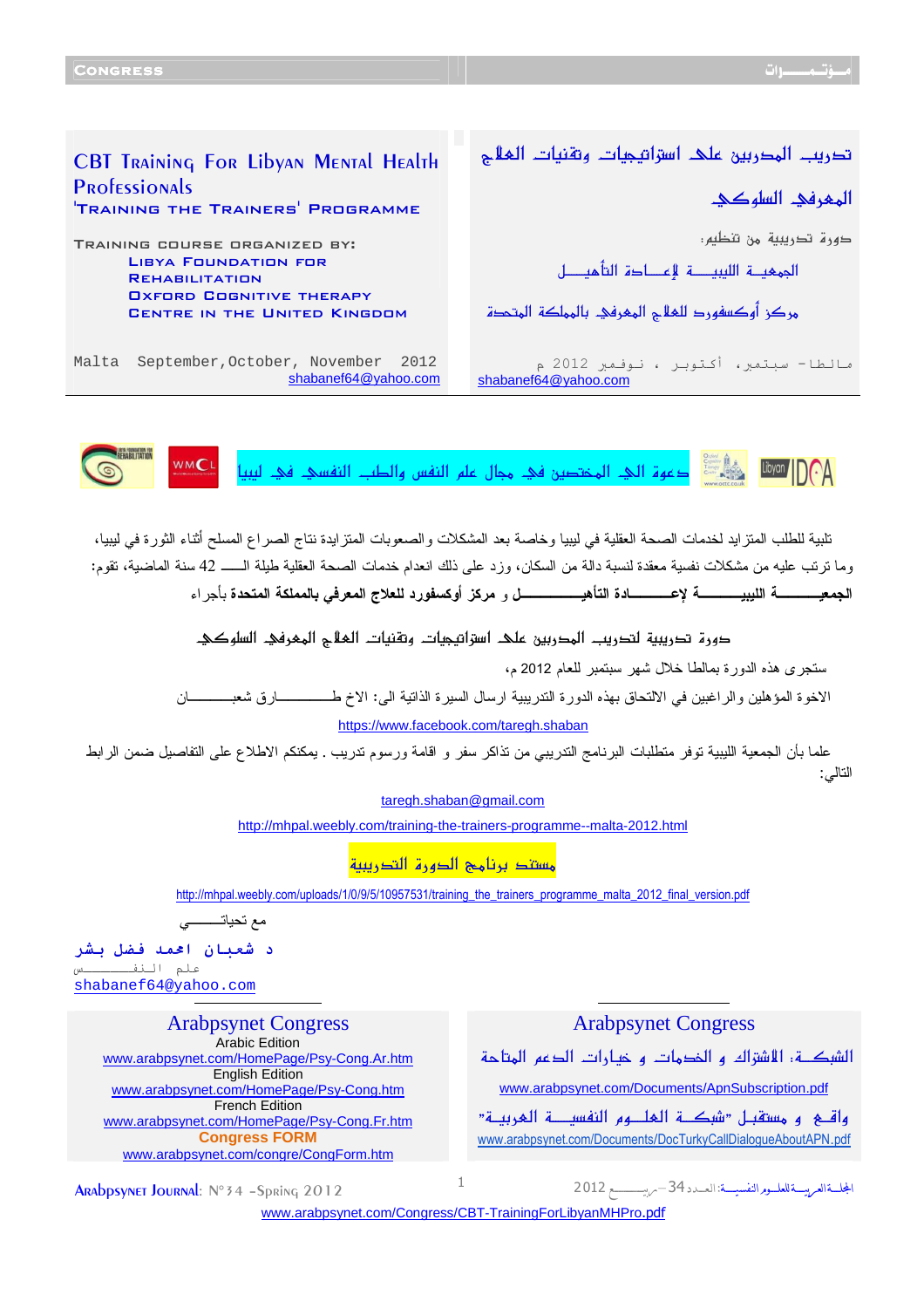# CBT Training For Libyan Mental Health Professionals

## 'Training the Trainers' Programme

Training course organized by:

Libya Foundation for Rehabilitation

Oxford Cognitive Therapy Centre in the United Kingdom

Malta September, October, November 2012

shabanef64@yahoo.com

# تدريب المدربين على استراتيجيات وتقنيات العلاج المعرفي السلوكي

دورة تدريبية من تنظيم:

الجمعية الليبية لإعادة التأهيل

مركز أوكسفورد للعلاج المعرفي بالمملكة المتحدة

مالطا - سبتمبر، أكتوبر ، نوفمبر 2012 م

shabanef64@yahoo.com

---

## دعوة الى المختصين في مجال علم النفس والطب النفسي في ليبيا

تلبية للطلب المتزايد لخدمات الصحة العقلية في ليبيا وخاصة بعد المشكلات والصعوبات المتزايدة نتاج الصراع المسلح أثناء الثورة في ليبيا، وما ترتب عليه من مشكلات نفسية معقدة لنسبة دالة من السكان، وزد على ذلك انعدام خدمات الصحة العقلية طيلة الـــ 42 سنة الماضية، تقوم: **الجمعيـــــة الليبيـــــة لإعـــــادة التأهيـــــــل** و **مركز أوكسفورد للعلاج المعرفي بالمملكة المتحدة** بأجراء

### دورة تدريبية لتدريب المدربين على استراتيجيات وتقنيات العلاج المعرفي السلوكي

ستجرى هذه الدورة بمالطا خلال شهر سبتمبر للعام 2012 م،

الاخوة المؤهلين والراغبين في الالتحاق بهذه الدورة التدريبية ارسال السيرة الذاتية الى: الاخ طـــــــــارق شعبـــــــان

https://www.facebook.com/taregh.shaban

علما بأن الجمعية الليبية توفر متطلبات البرنامج التدريبي من تذاكر سفر و اقامة ورسوم تدريب . يمكنكم الاطلاع على التفاصيل ضمن الرابط التالي:

taregh.shaban@gmail.com

http://mhpal.weebly.com/training-the-trainers-programme--malta-2012.html

**مستند برنامج الدورة التدريبية**

http://mhpal.weebly.com/uploads/1/0/9/5/10957531/training_the_trainers_programme_malta_2012_final_version.pdf

مع تحياتـــــــي

**د شعبان احمد فضل بشر**

علم النفـــــــــس

shabanef64@yahoo.com

---

## Arabpsynet Congress

Arabic Edition

www.arabpsynet.com/HomePage/Psy-Cong.Ar.htm

English Edition

www.arabpsynet.com/HomePage/Psy-Cong.htm

French Edition

www.arabpsynet.com/HomePage/Psy-Cong.Fr.htm

**Congress FORM**

www.arabpsynet.com/congre/CongForm.htm

## Arabpsynet Congress

الشبكـــة: الأشتراك و الخدمات و خيارات الدعم المتاحة

www.arabpsynet.com/Documents/ApnSubscription.pdf

واقـع و مستقبـل "شبكـة العلـوم النفسيــة العربيـة"

www.arabpsynet.com/Documents/DocTurkyCallDialogueAboutAPN.pdf

www.arabpsynet.com/Congress/CBT-TrainingForLibyanMHPro.pdf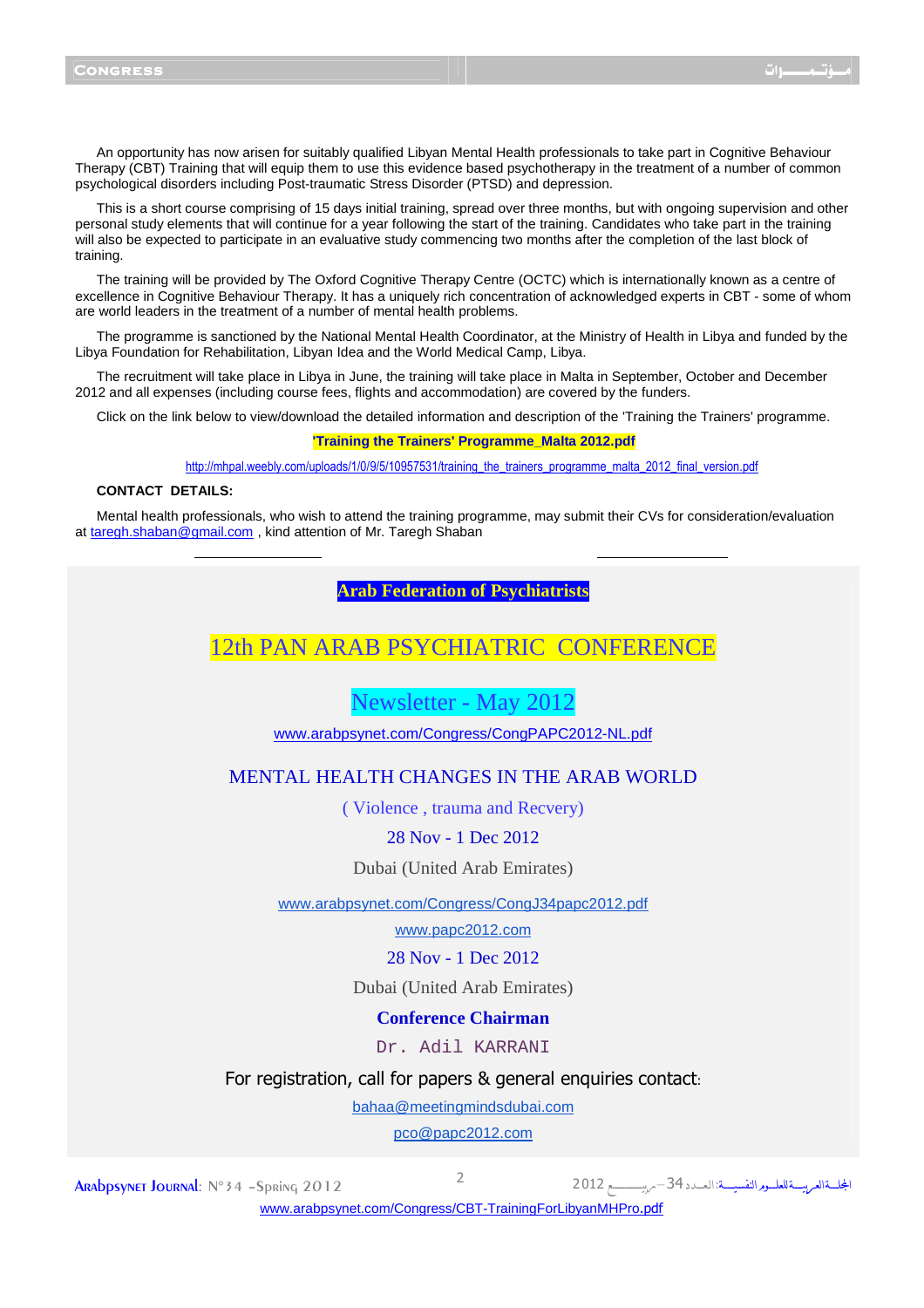An opportunity has now arisen for suitably qualified Libyan Mental Health professionals to take part in Cognitive Behaviour Therapy (CBT) Training that will equip them to use this evidence based psychotherapy in the treatment of a number of common psychological disorders including Post-traumatic Stress Disorder (PTSD) and depression.

This is a short course comprising of 15 days initial training, spread over three months, but with ongoing supervision and other personal study elements that will continue for a year following the start of the training. Candidates who take part in the training will also be expected to participate in an evaluative study commencing two months after the completion of the last block of training.

The training will be provided by The Oxford Cognitive Therapy Centre (OCTC) which is internationally known as a centre of excellence in Cognitive Behaviour Therapy. It has a uniquely rich concentration of acknowledged experts in CBT - some of whom are world leaders in the treatment of a number of mental health problems.

The programme is sanctioned by the National Mental Health Coordinator, at the Ministry of Health in Libya and funded by the Libya Foundation for Rehabilitation, Libyan Idea and the World Medical Camp, Libya.

The recruitment will take place in Libya in June, the training will take place in Malta in September, October and December 2012 and all expenses (including course fees, flights and accommodation) are covered by the funders.

Click on the link below to view/download the detailed information and description of the 'Training the Trainers' programme.

**'Training the Trainers' Programme_Malta 2012.pdf**

http://mhpal.weebly.com/uploads/1/0/9/5/10957531/training_the_trainers_programme_malta_2012_final_version.pdf

**CONTACT DETAILS:**

Mental health professionals, who wish to attend the training programme, may submit their CVs for consideration/evaluation at taregh.shaban@gmail.com , kind attention of Mr. Taregh Shaban

**Arab Federation of Psychiatrists**

## 12th PAN ARAB PSYCHIATRIC CONFERENCE

## Newsletter - May 2012

www.arabpsynet.com/Congress/CongPAPC2012-NL.pdf

### MENTAL HEALTH CHANGES IN THE ARAB WORLD

( Violence , trauma and Recvery)

28 Nov - 1 Dec 2012

Dubai (United Arab Emirates)

www.arabpsynet.com/Congress/CongJ34papc2012.pdf

www.papc2012.com

28 Nov - 1 Dec 2012

Dubai (United Arab Emirates)

**Conference Chairman**

Dr. Adil KARRANI

For registration, call for papers & general enquiries contact:

bahaa@meetingmindsdubai.com

pco@papc2012.com

www.arabpsynet.com/Congress/CBT-TrainingForLibyanMHPro.pdf